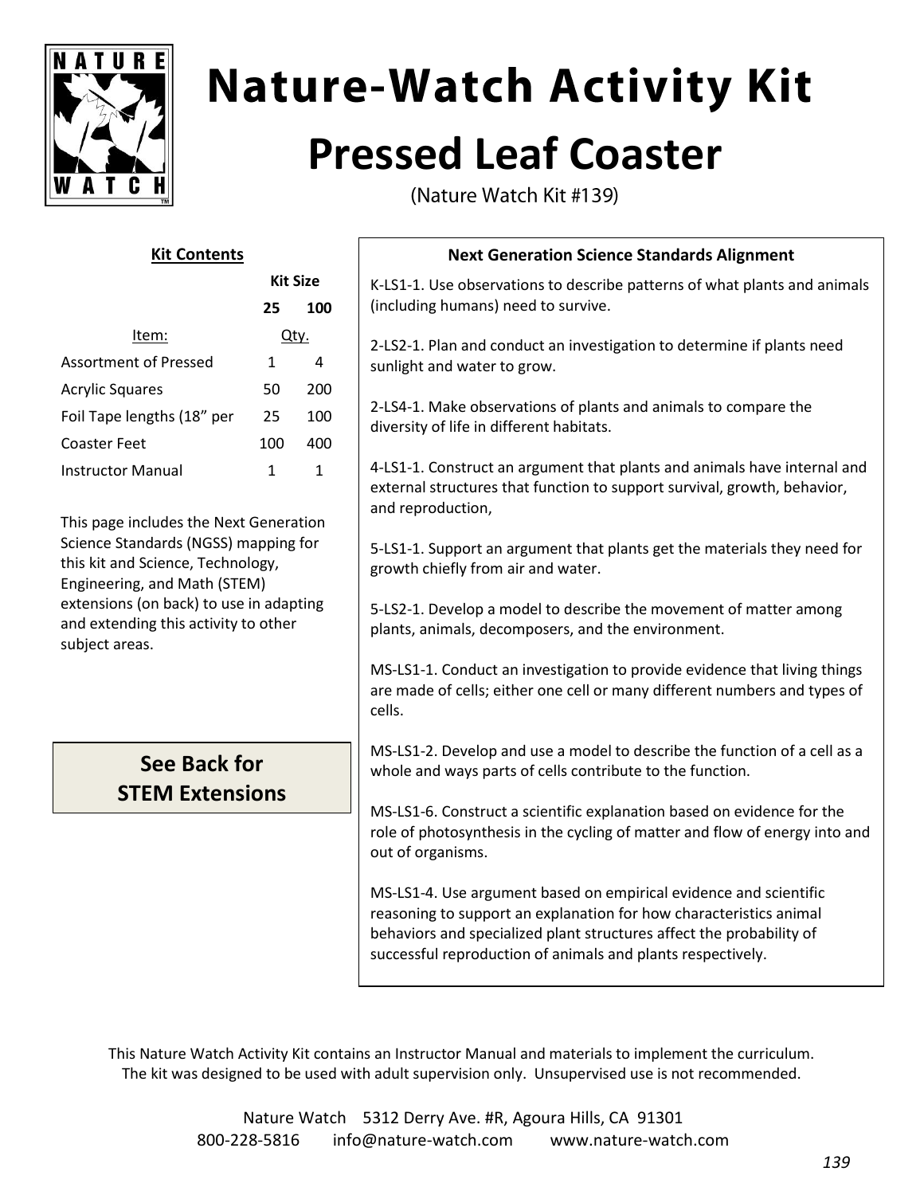# Nature-Watch Activity Kit

## Pressed Leaf Coaster

(Nature Watch Kit #139)

### Kit Contents

| Item: | Kit Size 25 Qty. | Kit Size 100 Qty. |
|---|---|---|
| Assortment of Pressed | 1 | 4 |
| Acrylic Squares | 50 | 200 |
| Foil Tape lengths (18" per | 25 | 100 |
| Coaster Feet | 100 | 400 |
| Instructor Manual | 1 | 1 |

This page includes the Next Generation Science Standards (NGSS) mapping for this kit and Science, Technology, Engineering, and Math (STEM) extensions (on back) to use in adapting and extending this activity to other subject areas.

**See Back for STEM Extensions**

### Next Generation Science Standards Alignment

K-LS1-1. Use observations to describe patterns of what plants and animals (including humans) need to survive.

2-LS2-1. Plan and conduct an investigation to determine if plants need sunlight and water to grow.

2-LS4-1. Make observations of plants and animals to compare the diversity of life in different habitats.

4-LS1-1. Construct an argument that plants and animals have internal and external structures that function to support survival, growth, behavior, and reproduction,

5-LS1-1. Support an argument that plants get the materials they need for growth chiefly from air and water.

5-LS2-1. Develop a model to describe the movement of matter among plants, animals, decomposers, and the environment.

MS-LS1-1. Conduct an investigation to provide evidence that living things are made of cells; either one cell or many different numbers and types of cells.

MS-LS1-2. Develop and use a model to describe the function of a cell as a whole and ways parts of cells contribute to the function.

MS-LS1-6. Construct a scientific explanation based on evidence for the role of photosynthesis in the cycling of matter and flow of energy into and out of organisms.

MS-LS1-4. Use argument based on empirical evidence and scientific reasoning to support an explanation for how characteristics animal behaviors and specialized plant structures affect the probability of successful reproduction of animals and plants respectively.

This Nature Watch Activity Kit contains an Instructor Manual and materials to implement the curriculum. The kit was designed to be used with adult supervision only. Unsupervised use is not recommended.

Nature Watch 5312 Derry Ave. #R, Agoura Hills, CA 91301
800-228-5816 info@nature-watch.com www.nature-watch.com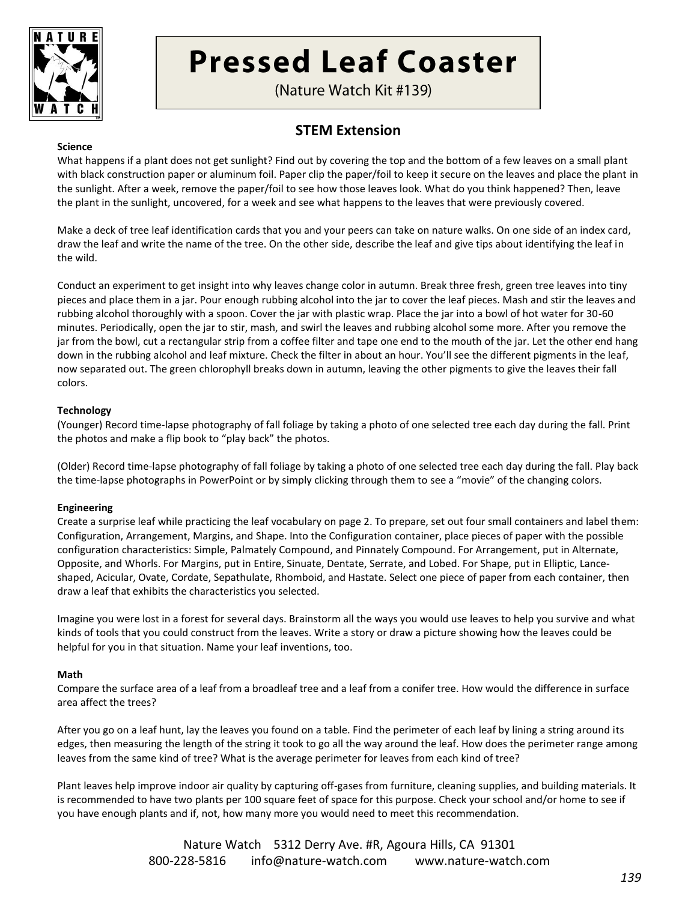# Pressed Leaf Coaster

(Nature Watch Kit #139)

## STEM Extension

**Science**

What happens if a plant does not get sunlight? Find out by covering the top and the bottom of a few leaves on a small plant with black construction paper or aluminum foil. Paper clip the paper/foil to keep it secure on the leaves and place the plant in the sunlight. After a week, remove the paper/foil to see how those leaves look. What do you think happened? Then, leave the plant in the sunlight, uncovered, for a week and see what happens to the leaves that were previously covered.

Make a deck of tree leaf identification cards that you and your peers can take on nature walks. On one side of an index card, draw the leaf and write the name of the tree. On the other side, describe the leaf and give tips about identifying the leaf in the wild.

Conduct an experiment to get insight into why leaves change color in autumn. Break three fresh, green tree leaves into tiny pieces and place them in a jar. Pour enough rubbing alcohol into the jar to cover the leaf pieces. Mash and stir the leaves and rubbing alcohol thoroughly with a spoon. Cover the jar with plastic wrap. Place the jar into a bowl of hot water for 30-60 minutes. Periodically, open the jar to stir, mash, and swirl the leaves and rubbing alcohol some more. After you remove the jar from the bowl, cut a rectangular strip from a coffee filter and tape one end to the mouth of the jar. Let the other end hang down in the rubbing alcohol and leaf mixture. Check the filter in about an hour. You'll see the different pigments in the leaf, now separated out. The green chlorophyll breaks down in autumn, leaving the other pigments to give the leaves their fall colors.

**Technology**

(Younger) Record time-lapse photography of fall foliage by taking a photo of one selected tree each day during the fall. Print the photos and make a flip book to "play back" the photos.

(Older) Record time-lapse photography of fall foliage by taking a photo of one selected tree each day during the fall. Play back the time-lapse photographs in PowerPoint or by simply clicking through them to see a "movie" of the changing colors.

**Engineering**

Create a surprise leaf while practicing the leaf vocabulary on page 2. To prepare, set out four small containers and label them: Configuration, Arrangement, Margins, and Shape. Into the Configuration container, place pieces of paper with the possible configuration characteristics: Simple, Palmately Compound, and Pinnately Compound. For Arrangement, put in Alternate, Opposite, and Whorls. For Margins, put in Entire, Sinuate, Dentate, Serrate, and Lobed. For Shape, put in Elliptic, Lance-shaped, Acicular, Ovate, Cordate, Sepathulate, Rhomboid, and Hastate. Select one piece of paper from each container, then draw a leaf that exhibits the characteristics you selected.

Imagine you were lost in a forest for several days. Brainstorm all the ways you would use leaves to help you survive and what kinds of tools that you could construct from the leaves. Write a story or draw a picture showing how the leaves could be helpful for you in that situation. Name your leaf inventions, too.

**Math**

Compare the surface area of a leaf from a broadleaf tree and a leaf from a conifer tree. How would the difference in surface area affect the trees?

After you go on a leaf hunt, lay the leaves you found on a table. Find the perimeter of each leaf by lining a string around its edges, then measuring the length of the string it took to go all the way around the leaf. How does the perimeter range among leaves from the same kind of tree? What is the average perimeter for leaves from each kind of tree?

Plant leaves help improve indoor air quality by capturing off-gases from furniture, cleaning supplies, and building materials. It is recommended to have two plants per 100 square feet of space for this purpose. Check your school and/or home to see if you have enough plants and if, not, how many more you would need to meet this recommendation.

Nature Watch 5312 Derry Ave. #R, Agoura Hills, CA 91301
800-228-5816 info@nature-watch.com www.nature-watch.com